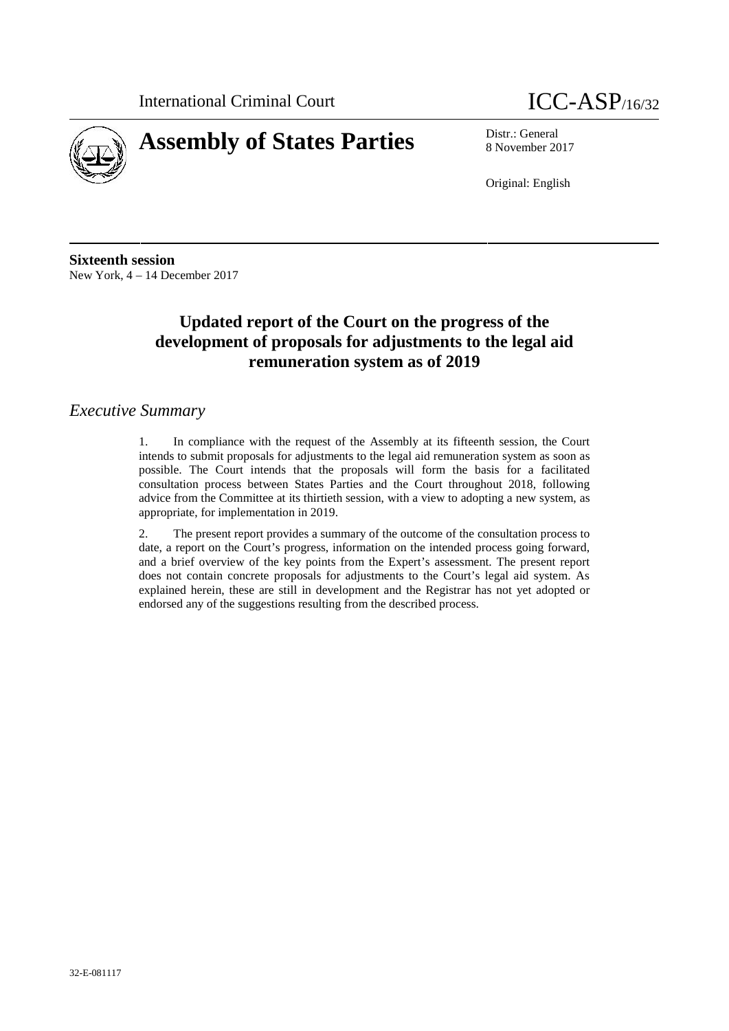International Criminal Court

ICC-ASP/16/32

# Assembly of States Parties

Distr.: General
8 November 2017

Original: English

**Sixteenth session**
New York, 4 – 14 December 2017

# Updated report of the Court on the progress of the development of proposals for adjustments to the legal aid remuneration system as of 2019

## *Executive Summary*

1. In compliance with the request of the Assembly at its fifteenth session, the Court intends to submit proposals for adjustments to the legal aid remuneration system as soon as possible. The Court intends that the proposals will form the basis for a facilitated consultation process between States Parties and the Court throughout 2018, following advice from the Committee at its thirtieth session, with a view to adopting a new system, as appropriate, for implementation in 2019.

2. The present report provides a summary of the outcome of the consultation process to date, a report on the Court's progress, information on the intended process going forward, and a brief overview of the key points from the Expert's assessment. The present report does not contain concrete proposals for adjustments to the Court's legal aid system. As explained herein, these are still in development and the Registrar has not yet adopted or endorsed any of the suggestions resulting from the described process.

32-E-081117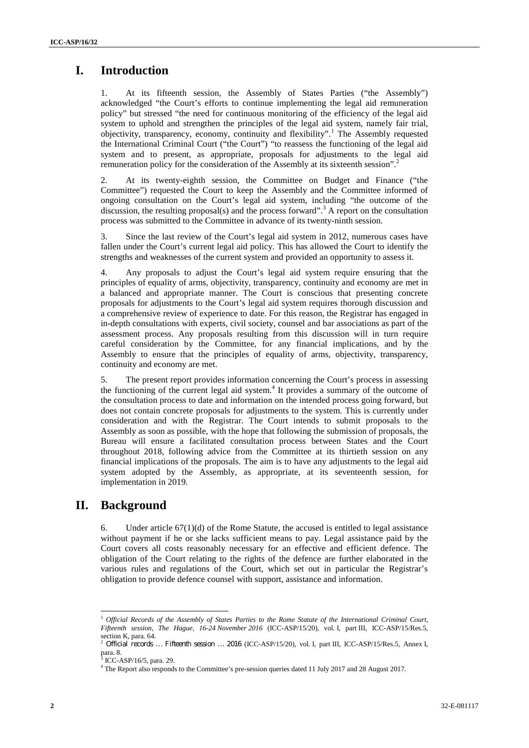# I. Introduction

1. At its fifteenth session, the Assembly of States Parties ("the Assembly") acknowledged "the Court's efforts to continue implementing the legal aid remuneration policy" but stressed "the need for continuous monitoring of the efficiency of the legal aid system to uphold and strengthen the principles of the legal aid system, namely fair trial, objectivity, transparency, economy, continuity and flexibility".[1] The Assembly requested the International Criminal Court ("the Court") "to reassess the functioning of the legal aid system and to present, as appropriate, proposals for adjustments to the legal aid remuneration policy for the consideration of the Assembly at its sixteenth session".[2]

2. At its twenty-eighth session, the Committee on Budget and Finance ("the Committee") requested the Court to keep the Assembly and the Committee informed of ongoing consultation on the Court's legal aid system, including "the outcome of the discussion, the resulting proposal(s) and the process forward".[3] A report on the consultation process was submitted to the Committee in advance of its twenty-ninth session.

3. Since the last review of the Court's legal aid system in 2012, numerous cases have fallen under the Court's current legal aid policy. This has allowed the Court to identify the strengths and weaknesses of the current system and provided an opportunity to assess it.

4. Any proposals to adjust the Court's legal aid system require ensuring that the principles of equality of arms, objectivity, transparency, continuity and economy are met in a balanced and appropriate manner. The Court is conscious that presenting concrete proposals for adjustments to the Court's legal aid system requires thorough discussion and a comprehensive review of experience to date. For this reason, the Registrar has engaged in in-depth consultations with experts, civil society, counsel and bar associations as part of the assessment process. Any proposals resulting from this discussion will in turn require careful consideration by the Committee, for any financial implications, and by the Assembly to ensure that the principles of equality of arms, objectivity, transparency, continuity and economy are met.

5. The present report provides information concerning the Court's process in assessing the functioning of the current legal aid system.[4] It provides a summary of the outcome of the consultation process to date and information on the intended process going forward, but does not contain concrete proposals for adjustments to the system. This is currently under consideration and with the Registrar. The Court intends to submit proposals to the Assembly as soon as possible, with the hope that following the submission of proposals, the Bureau will ensure a facilitated consultation process between States and the Court throughout 2018, following advice from the Committee at its thirtieth session on any financial implications of the proposals. The aim is to have any adjustments to the legal aid system adopted by the Assembly, as appropriate, at its seventeenth session, for implementation in 2019.

# II. Background

6. Under article 67(1)(d) of the Rome Statute, the accused is entitled to legal assistance without payment if he or she lacks sufficient means to pay. Legal assistance paid by the Court covers all costs reasonably necessary for an effective and efficient defence. The obligation of the Court relating to the rights of the defence are further elaborated in the various rules and regulations of the Court, which set out in particular the Registrar's obligation to provide defence counsel with support, assistance and information.

---

[1] *Official Records of the Assembly of States Parties to the Rome Statute of the International Criminal Court, Fifteenth session, The Hague, 16-24 November 2016* (ICC-ASP/15/20), vol. I, part III, ICC-ASP/15/Res.5, section K, para. 64.

[2] *Official records … Fifteenth session … 2016* (ICC-ASP/15/20), vol. I, part III, ICC-ASP/15/Res.5, Annex I, para. 8.

[3] ICC-ASP/16/5, para. 29.

[4] The Report also responds to the Committee's pre-session queries dated 11 July 2017 and 28 August 2017.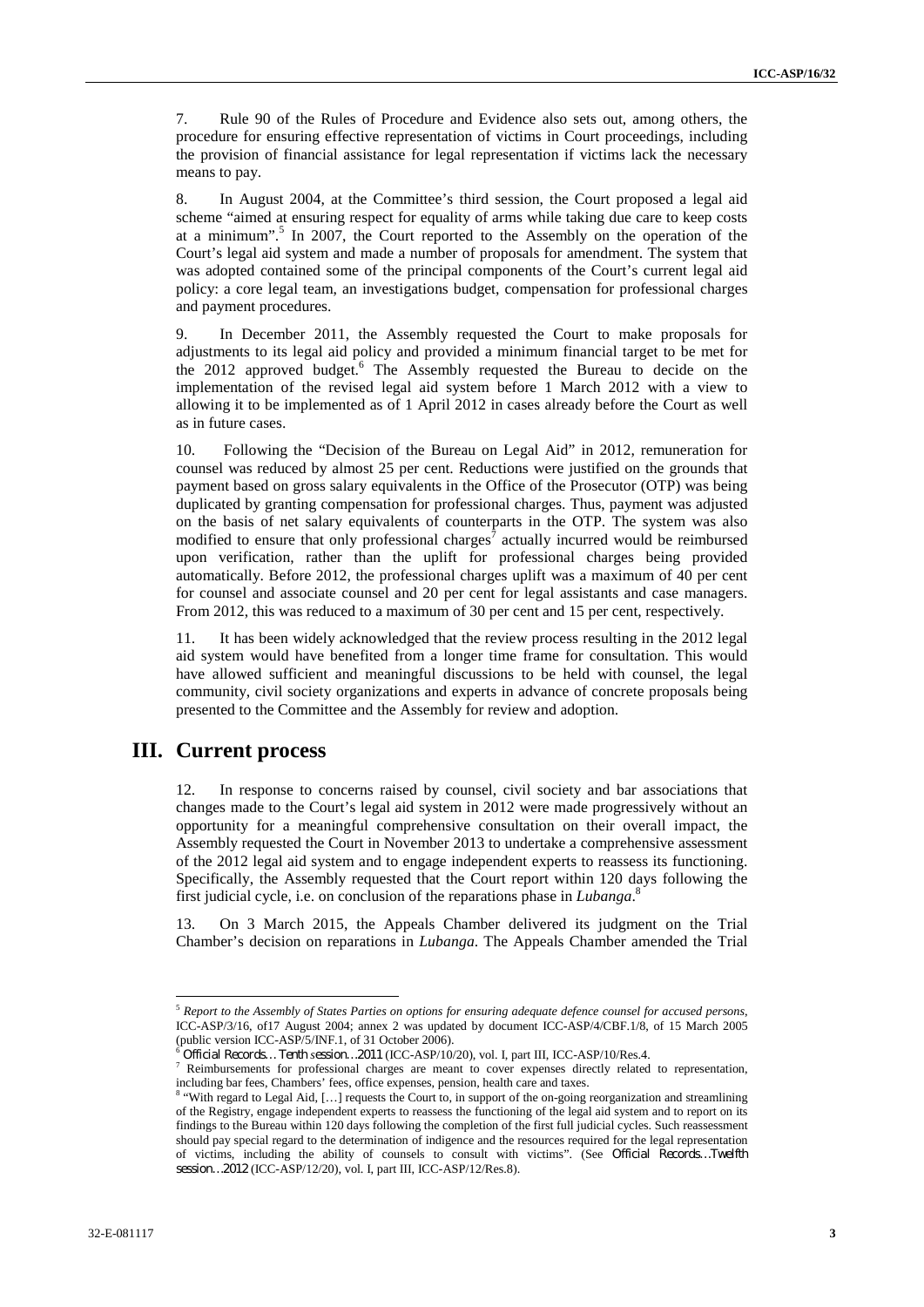7. Rule 90 of the Rules of Procedure and Evidence also sets out, among others, the procedure for ensuring effective representation of victims in Court proceedings, including the provision of financial assistance for legal representation if victims lack the necessary means to pay.

8. In August 2004, at the Committee's third session, the Court proposed a legal aid scheme "aimed at ensuring respect for equality of arms while taking due care to keep costs at a minimum".[5] In 2007, the Court reported to the Assembly on the operation of the Court's legal aid system and made a number of proposals for amendment. The system that was adopted contained some of the principal components of the Court's current legal aid policy: a core legal team, an investigations budget, compensation for professional charges and payment procedures.

9. In December 2011, the Assembly requested the Court to make proposals for adjustments to its legal aid policy and provided a minimum financial target to be met for the 2012 approved budget.[6] The Assembly requested the Bureau to decide on the implementation of the revised legal aid system before 1 March 2012 with a view to allowing it to be implemented as of 1 April 2012 in cases already before the Court as well as in future cases.

10. Following the "Decision of the Bureau on Legal Aid" in 2012, remuneration for counsel was reduced by almost 25 per cent. Reductions were justified on the grounds that payment based on gross salary equivalents in the Office of the Prosecutor (OTP) was being duplicated by granting compensation for professional charges. Thus, payment was adjusted on the basis of net salary equivalents of counterparts in the OTP. The system was also modified to ensure that only professional charges[7] actually incurred would be reimbursed upon verification, rather than the uplift for professional charges being provided automatically. Before 2012, the professional charges uplift was a maximum of 40 per cent for counsel and associate counsel and 20 per cent for legal assistants and case managers. From 2012, this was reduced to a maximum of 30 per cent and 15 per cent, respectively.

11. It has been widely acknowledged that the review process resulting in the 2012 legal aid system would have benefited from a longer time frame for consultation. This would have allowed sufficient and meaningful discussions to be held with counsel, the legal community, civil society organizations and experts in advance of concrete proposals being presented to the Committee and the Assembly for review and adoption.

# III. Current process

12. In response to concerns raised by counsel, civil society and bar associations that changes made to the Court's legal aid system in 2012 were made progressively without an opportunity for a meaningful comprehensive consultation on their overall impact, the Assembly requested the Court in November 2013 to undertake a comprehensive assessment of the 2012 legal aid system and to engage independent experts to reassess its functioning. Specifically, the Assembly requested that the Court report within 120 days following the first judicial cycle, i.e. on conclusion of the reparations phase in *Lubanga*.[8]

13. On 3 March 2015, the Appeals Chamber delivered its judgment on the Trial Chamber's decision on reparations in *Lubanga*. The Appeals Chamber amended the Trial

---

[5] *Report to the Assembly of States Parties on options for ensuring adequate defence counsel for accused persons*, ICC-ASP/3/16, of17 August 2004; annex 2 was updated by document ICC-ASP/4/CBF.1/8, of 15 March 2005 (public version ICC-ASP/5/INF.1, of 31 October 2006).

[6] *Official Records… Tenth session…2011* (ICC-ASP/10/20), vol. I, part III, ICC-ASP/10/Res.4.

[7] Reimbursements for professional charges are meant to cover expenses directly related to representation, including bar fees, Chambers' fees, office expenses, pension, health care and taxes.

[8] "With regard to Legal Aid, […] requests the Court to, in support of the on-going reorganization and streamlining of the Registry, engage independent experts to reassess the functioning of the legal aid system and to report on its findings to the Bureau within 120 days following the completion of the first full judicial cycles. Such reassessment should pay special regard to the determination of indigence and the resources required for the legal representation of victims, including the ability of counsels to consult with victims". (See *Official Records…Twelfth session…2012* (ICC-ASP/12/20), vol. I, part III, ICC-ASP/12/Res.8).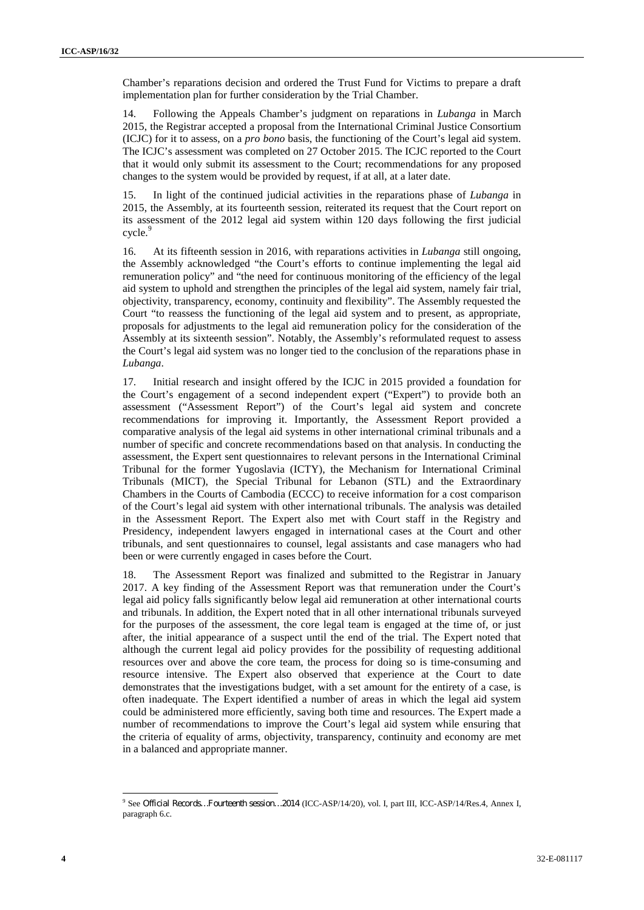Chamber's reparations decision and ordered the Trust Fund for Victims to prepare a draft implementation plan for further consideration by the Trial Chamber.

14. Following the Appeals Chamber's judgment on reparations in *Lubanga* in March 2015, the Registrar accepted a proposal from the International Criminal Justice Consortium (ICJC) for it to assess, on a *pro bono* basis, the functioning of the Court's legal aid system. The ICJC's assessment was completed on 27 October 2015. The ICJC reported to the Court that it would only submit its assessment to the Court; recommendations for any proposed changes to the system would be provided by request, if at all, at a later date.

15. In light of the continued judicial activities in the reparations phase of *Lubanga* in 2015, the Assembly, at its fourteenth session, reiterated its request that the Court report on its assessment of the 2012 legal aid system within 120 days following the first judicial cycle.[9]

16. At its fifteenth session in 2016, with reparations activities in *Lubanga* still ongoing, the Assembly acknowledged "the Court's efforts to continue implementing the legal aid remuneration policy" and "the need for continuous monitoring of the efficiency of the legal aid system to uphold and strengthen the principles of the legal aid system, namely fair trial, objectivity, transparency, economy, continuity and flexibility". The Assembly requested the Court "to reassess the functioning of the legal aid system and to present, as appropriate, proposals for adjustments to the legal aid remuneration policy for the consideration of the Assembly at its sixteenth session". Notably, the Assembly's reformulated request to assess the Court's legal aid system was no longer tied to the conclusion of the reparations phase in *Lubanga*.

17. Initial research and insight offered by the ICJC in 2015 provided a foundation for the Court's engagement of a second independent expert ("Expert") to provide both an assessment ("Assessment Report") of the Court's legal aid system and concrete recommendations for improving it. Importantly, the Assessment Report provided a comparative analysis of the legal aid systems in other international criminal tribunals and a number of specific and concrete recommendations based on that analysis. In conducting the assessment, the Expert sent questionnaires to relevant persons in the International Criminal Tribunal for the former Yugoslavia (ICTY), the Mechanism for International Criminal Tribunals (MICT), the Special Tribunal for Lebanon (STL) and the Extraordinary Chambers in the Courts of Cambodia (ECCC) to receive information for a cost comparison of the Court's legal aid system with other international tribunals. The analysis was detailed in the Assessment Report. The Expert also met with Court staff in the Registry and Presidency, independent lawyers engaged in international cases at the Court and other tribunals, and sent questionnaires to counsel, legal assistants and case managers who had been or were currently engaged in cases before the Court.

18. The Assessment Report was finalized and submitted to the Registrar in January 2017. A key finding of the Assessment Report was that remuneration under the Court's legal aid policy falls significantly below legal aid remuneration at other international courts and tribunals. In addition, the Expert noted that in all other international tribunals surveyed for the purposes of the assessment, the core legal team is engaged at the time of, or just after, the initial appearance of a suspect until the end of the trial. The Expert noted that although the current legal aid policy provides for the possibility of requesting additional resources over and above the core team, the process for doing so is time-consuming and resource intensive. The Expert also observed that experience at the Court to date demonstrates that the investigations budget, with a set amount for the entirety of a case, is often inadequate. The Expert identified a number of areas in which the legal aid system could be administered more efficiently, saving both time and resources. The Expert made a number of recommendations to improve the Court's legal aid system while ensuring that the criteria of equality of arms, objectivity, transparency, continuity and economy are met in a balanced and appropriate manner.

[9] See *Official Records…Fourteenth session…2014* (ICC-ASP/14/20), vol. I, part III, ICC-ASP/14/Res.4, Annex I, paragraph 6.c.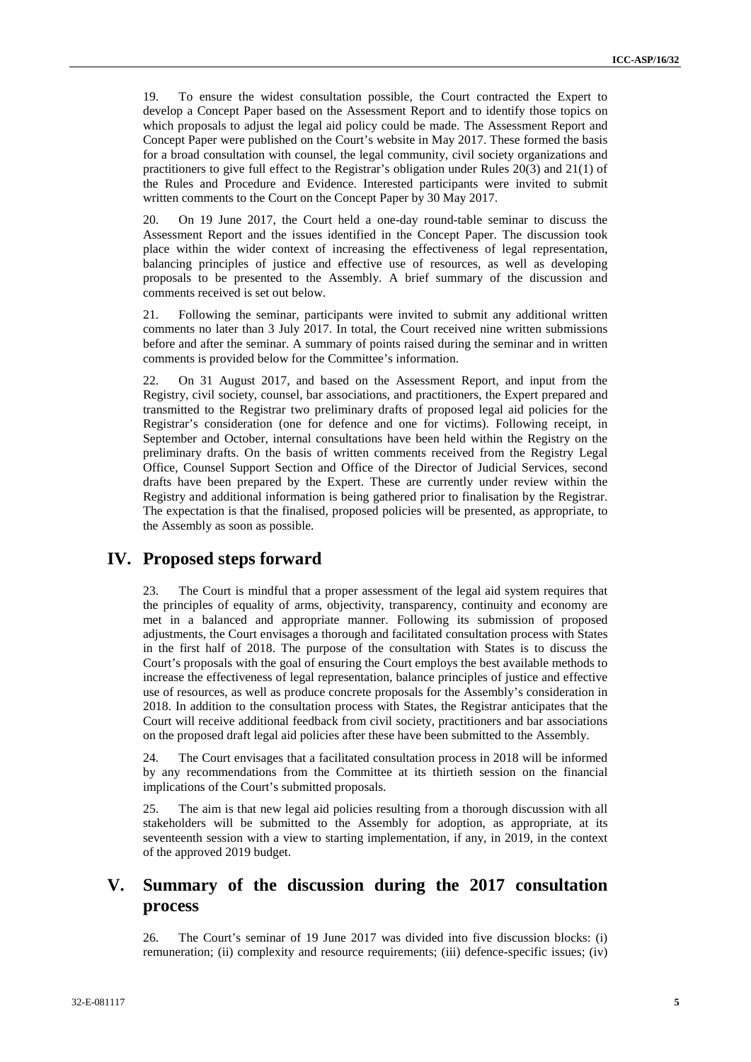19. To ensure the widest consultation possible, the Court contracted the Expert to develop a Concept Paper based on the Assessment Report and to identify those topics on which proposals to adjust the legal aid policy could be made. The Assessment Report and Concept Paper were published on the Court's website in May 2017. These formed the basis for a broad consultation with counsel, the legal community, civil society organizations and practitioners to give full effect to the Registrar's obligation under Rules 20(3) and 21(1) of the Rules and Procedure and Evidence. Interested participants were invited to submit written comments to the Court on the Concept Paper by 30 May 2017.

20. On 19 June 2017, the Court held a one-day round-table seminar to discuss the Assessment Report and the issues identified in the Concept Paper. The discussion took place within the wider context of increasing the effectiveness of legal representation, balancing principles of justice and effective use of resources, as well as developing proposals to be presented to the Assembly. A brief summary of the discussion and comments received is set out below.

21. Following the seminar, participants were invited to submit any additional written comments no later than 3 July 2017. In total, the Court received nine written submissions before and after the seminar. A summary of points raised during the seminar and in written comments is provided below for the Committee's information.

22. On 31 August 2017, and based on the Assessment Report, and input from the Registry, civil society, counsel, bar associations, and practitioners, the Expert prepared and transmitted to the Registrar two preliminary drafts of proposed legal aid policies for the Registrar's consideration (one for defence and one for victims). Following receipt, in September and October, internal consultations have been held within the Registry on the preliminary drafts. On the basis of written comments received from the Registry Legal Office, Counsel Support Section and Office of the Director of Judicial Services, second drafts have been prepared by the Expert. These are currently under review within the Registry and additional information is being gathered prior to finalisation by the Registrar. The expectation is that the finalised, proposed policies will be presented, as appropriate, to the Assembly as soon as possible.

# IV. Proposed steps forward

23. The Court is mindful that a proper assessment of the legal aid system requires that the principles of equality of arms, objectivity, transparency, continuity and economy are met in a balanced and appropriate manner. Following its submission of proposed adjustments, the Court envisages a thorough and facilitated consultation process with States in the first half of 2018. The purpose of the consultation with States is to discuss the Court's proposals with the goal of ensuring the Court employs the best available methods to increase the effectiveness of legal representation, balance principles of justice and effective use of resources, as well as produce concrete proposals for the Assembly's consideration in 2018. In addition to the consultation process with States, the Registrar anticipates that the Court will receive additional feedback from civil society, practitioners and bar associations on the proposed draft legal aid policies after these have been submitted to the Assembly.

24. The Court envisages that a facilitated consultation process in 2018 will be informed by any recommendations from the Committee at its thirtieth session on the financial implications of the Court's submitted proposals.

25. The aim is that new legal aid policies resulting from a thorough discussion with all stakeholders will be submitted to the Assembly for adoption, as appropriate, at its seventeenth session with a view to starting implementation, if any, in 2019, in the context of the approved 2019 budget.

# V. Summary of the discussion during the 2017 consultation process

26. The Court's seminar of 19 June 2017 was divided into five discussion blocks: (i) remuneration; (ii) complexity and resource requirements; (iii) defence-specific issues; (iv)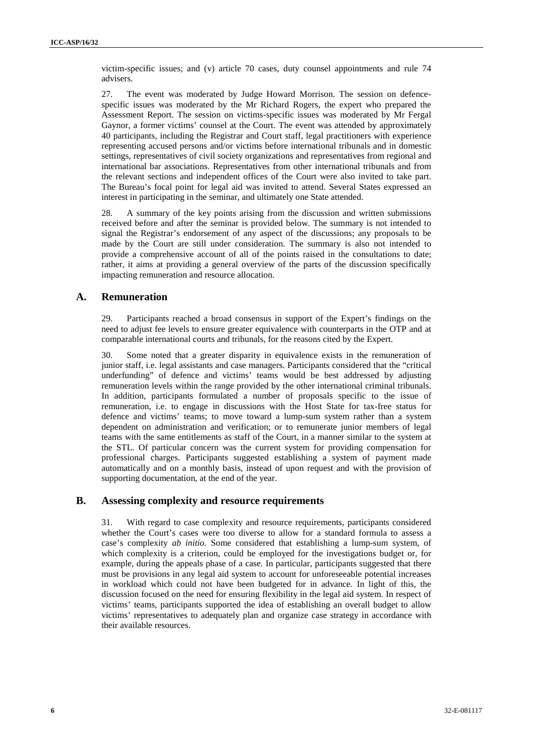victim-specific issues; and (v) article 70 cases, duty counsel appointments and rule 74 advisers.

27. The event was moderated by Judge Howard Morrison. The session on defence-specific issues was moderated by the Mr Richard Rogers, the expert who prepared the Assessment Report. The session on victims-specific issues was moderated by Mr Fergal Gaynor, a former victims' counsel at the Court. The event was attended by approximately 40 participants, including the Registrar and Court staff, legal practitioners with experience representing accused persons and/or victims before international tribunals and in domestic settings, representatives of civil society organizations and representatives from regional and international bar associations. Representatives from other international tribunals and from the relevant sections and independent offices of the Court were also invited to take part. The Bureau's focal point for legal aid was invited to attend. Several States expressed an interest in participating in the seminar, and ultimately one State attended.

28. A summary of the key points arising from the discussion and written submissions received before and after the seminar is provided below. The summary is not intended to signal the Registrar's endorsement of any aspect of the discussions; any proposals to be made by the Court are still under consideration. The summary is also not intended to provide a comprehensive account of all of the points raised in the consultations to date; rather, it aims at providing a general overview of the parts of the discussion specifically impacting remuneration and resource allocation.

## A. Remuneration

29. Participants reached a broad consensus in support of the Expert's findings on the need to adjust fee levels to ensure greater equivalence with counterparts in the OTP and at comparable international courts and tribunals, for the reasons cited by the Expert.

30. Some noted that a greater disparity in equivalence exists in the remuneration of junior staff, i.e. legal assistants and case managers. Participants considered that the "critical underfunding" of defence and victims' teams would be best addressed by adjusting remuneration levels within the range provided by the other international criminal tribunals. In addition, participants formulated a number of proposals specific to the issue of remuneration, i.e. to engage in discussions with the Host State for tax-free status for defence and victims' teams; to move toward a lump-sum system rather than a system dependent on administration and verification; or to remunerate junior members of legal teams with the same entitlements as staff of the Court, in a manner similar to the system at the STL. Of particular concern was the current system for providing compensation for professional charges. Participants suggested establishing a system of payment made automatically and on a monthly basis, instead of upon request and with the provision of supporting documentation, at the end of the year.

## B. Assessing complexity and resource requirements

31. With regard to case complexity and resource requirements, participants considered whether the Court's cases were too diverse to allow for a standard formula to assess a case's complexity *ab initio.* Some considered that establishing a lump-sum system, of which complexity is a criterion, could be employed for the investigations budget or, for example, during the appeals phase of a case. In particular, participants suggested that there must be provisions in any legal aid system to account for unforeseeable potential increases in workload which could not have been budgeted for in advance. In light of this, the discussion focused on the need for ensuring flexibility in the legal aid system. In respect of victims' teams, participants supported the idea of establishing an overall budget to allow victims' representatives to adequately plan and organize case strategy in accordance with their available resources.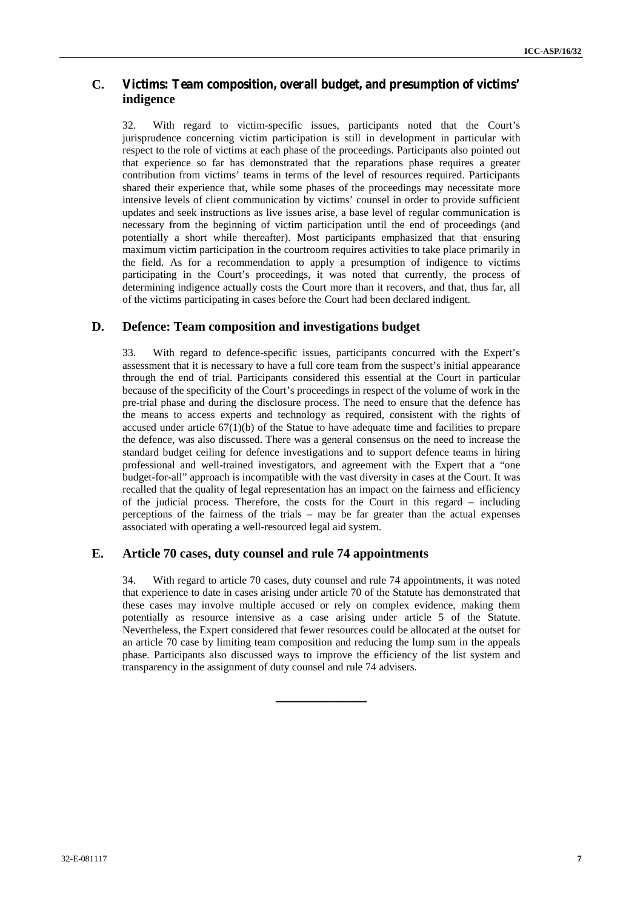## C. Victims: Team composition, overall budget, and presumption of victims' indigence

32. With regard to victim-specific issues, participants noted that the Court's jurisprudence concerning victim participation is still in development in particular with respect to the role of victims at each phase of the proceedings. Participants also pointed out that experience so far has demonstrated that the reparations phase requires a greater contribution from victims' teams in terms of the level of resources required. Participants shared their experience that, while some phases of the proceedings may necessitate more intensive levels of client communication by victims' counsel in order to provide sufficient updates and seek instructions as live issues arise, a base level of regular communication is necessary from the beginning of victim participation until the end of proceedings (and potentially a short while thereafter). Most participants emphasized that that ensuring maximum victim participation in the courtroom requires activities to take place primarily in the field. As for a recommendation to apply a presumption of indigence to victims participating in the Court's proceedings, it was noted that currently, the process of determining indigence actually costs the Court more than it recovers, and that, thus far, all of the victims participating in cases before the Court had been declared indigent.

## D. Defence: Team composition and investigations budget

33. With regard to defence-specific issues, participants concurred with the Expert's assessment that it is necessary to have a full core team from the suspect's initial appearance through the end of trial. Participants considered this essential at the Court in particular because of the specificity of the Court's proceedings in respect of the volume of work in the pre-trial phase and during the disclosure process. The need to ensure that the defence has the means to access experts and technology as required, consistent with the rights of accused under article 67(1)(b) of the Statue to have adequate time and facilities to prepare the defence, was also discussed. There was a general consensus on the need to increase the standard budget ceiling for defence investigations and to support defence teams in hiring professional and well-trained investigators, and agreement with the Expert that a "one budget-for-all" approach is incompatible with the vast diversity in cases at the Court. It was recalled that the quality of legal representation has an impact on the fairness and efficiency of the judicial process. Therefore, the costs for the Court in this regard – including perceptions of the fairness of the trials – may be far greater than the actual expenses associated with operating a well-resourced legal aid system.

## E. Article 70 cases, duty counsel and rule 74 appointments

34. With regard to article 70 cases, duty counsel and rule 74 appointments, it was noted that experience to date in cases arising under article 70 of the Statute has demonstrated that these cases may involve multiple accused or rely on complex evidence, making them potentially as resource intensive as a case arising under article 5 of the Statute. Nevertheless, the Expert considered that fewer resources could be allocated at the outset for an article 70 case by limiting team composition and reducing the lump sum in the appeals phase. Participants also discussed ways to improve the efficiency of the list system and transparency in the assignment of duty counsel and rule 74 advisers.

\_\_\_\_\_\_\_\_\_\_\_\_\_\_\_\_